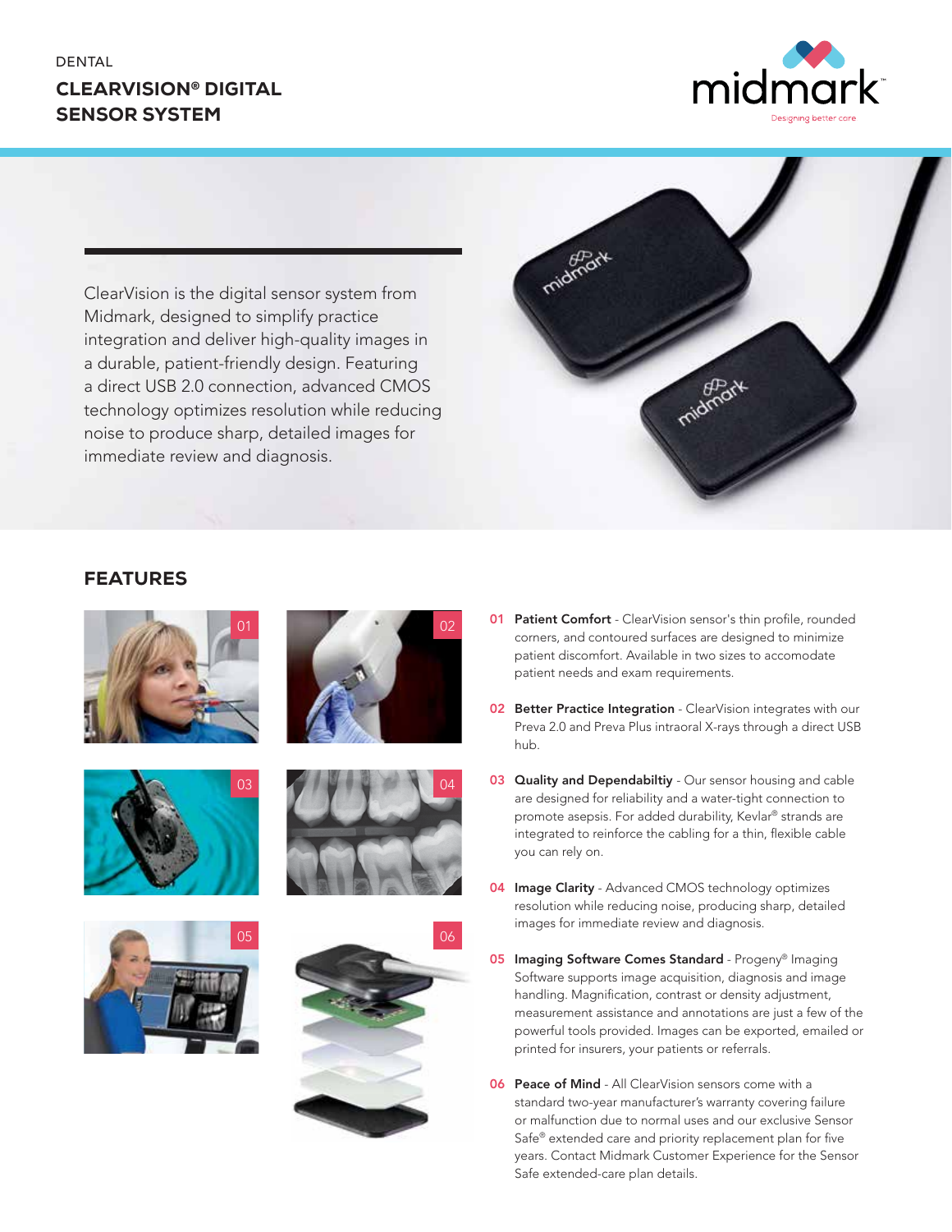DENTAL

# CLEARVISION® DIGITAL SENSOR SYSTEM

ClearVision is the digital sensor system from Midmark, designed to simplify practice integration and deliver high-quality images in a durable, patient-friendly design. Featuring a direct USB 2.0 connection, advanced CMOS technology optimizes resolution while reducing noise to produce sharp, detailed images for immediate review and diagnosis.

## FEATURES

**01 Patient Comfort** - ClearVision sensor's thin profile, rounded corners, and contoured surfaces are designed to minimize patient discomfort. Available in two sizes to accomodate patient needs and exam requirements.

**02 Better Practice Integration** - ClearVision integrates with our Preva 2.0 and Preva Plus intraoral X-rays through a direct USB hub.

**03 Quality and Dependabiltiy** - Our sensor housing and cable are designed for reliability and a water-tight connection to promote asepsis. For added durability, Kevlar® strands are integrated to reinforce the cabling for a thin, flexible cable you can rely on.

**04 Image Clarity** - Advanced CMOS technology optimizes resolution while reducing noise, producing sharp, detailed images for immediate review and diagnosis.

**05 Imaging Software Comes Standard** - Progeny® Imaging Software supports image acquisition, diagnosis and image handling. Magnification, contrast or density adjustment, measurement assistance and annotations are just a few of the powerful tools provided. Images can be exported, emailed or printed for insurers, your patients or referrals.

**06 Peace of Mind** - All ClearVision sensors come with a standard two-year manufacturer's warranty covering failure or malfunction due to normal uses and our exclusive Sensor Safe® extended care and priority replacement plan for five years. Contact Midmark Customer Experience for the Sensor Safe extended-care plan details.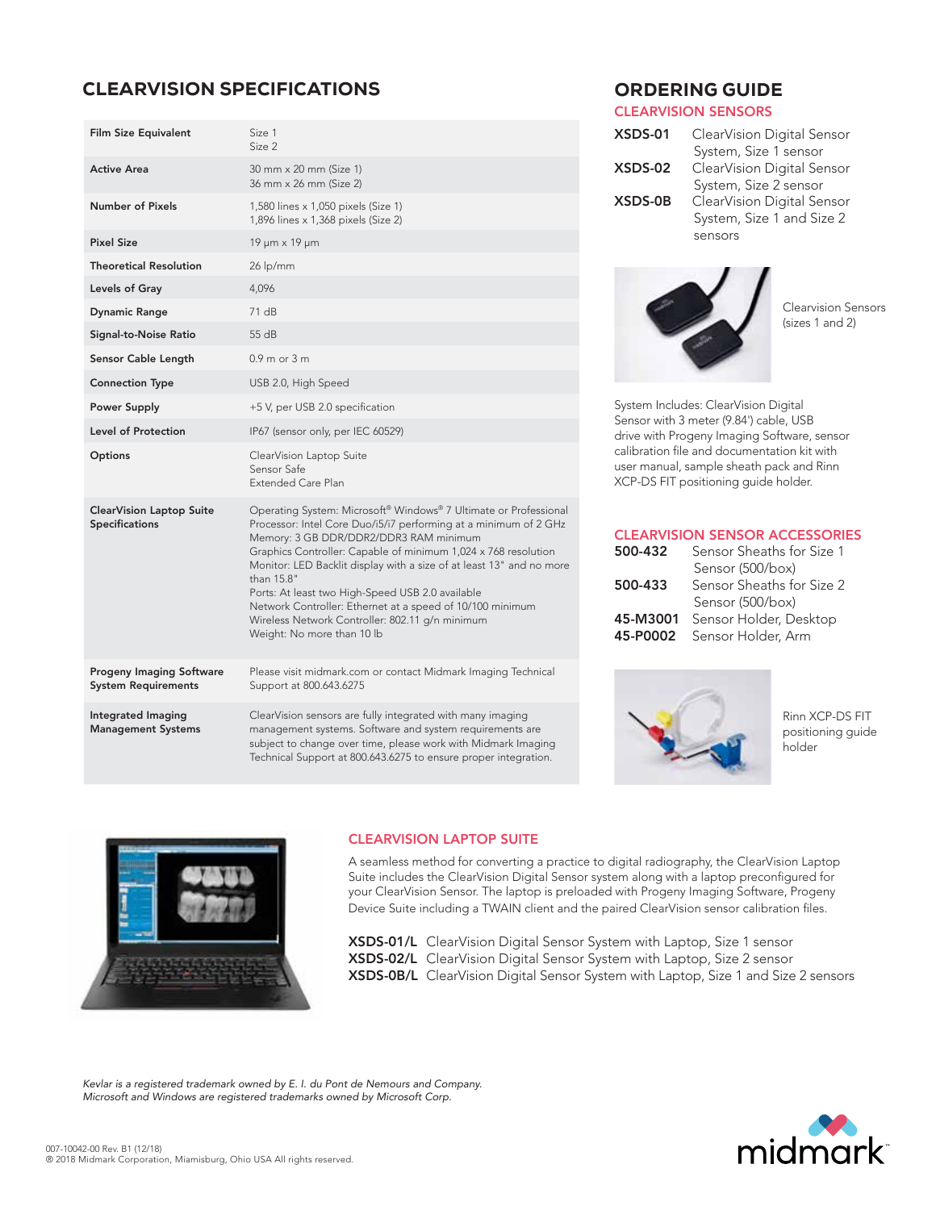## CLEARVISION SPECIFICATIONS

| | |
|---|---|
| **Film Size Equivalent** | Size 1<br>Size 2 |
| **Active Area** | 30 mm x 20 mm (Size 1)<br>36 mm x 26 mm (Size 2) |
| **Number of Pixels** | 1,580 lines x 1,050 pixels (Size 1)<br>1,896 lines x 1,368 pixels (Size 2) |
| **Pixel Size** | 19 µm x 19 µm |
| **Theoretical Resolution** | 26 lp/mm |
| **Levels of Gray** | 4,096 |
| **Dynamic Range** | 71 dB |
| **Signal-to-Noise Ratio** | 55 dB |
| **Sensor Cable Length** | 0.9 m or 3 m |
| **Connection Type** | USB 2.0, High Speed |
| **Power Supply** | +5 V, per USB 2.0 specification |
| **Level of Protection** | IP67 (sensor only, per IEC 60529) |
| **Options** | ClearVision Laptop Suite<br>Sensor Safe<br>Extended Care Plan |
| **ClearVision Laptop Suite Specifications** | Operating System: Microsoft® Windows® 7 Ultimate or Professional<br>Processor: Intel Core Duo/i5/i7 performing at a minimum of 2 GHz<br>Memory: 3 GB DDR/DDR2/DDR3 RAM minimum<br>Graphics Controller: Capable of minimum 1,024 x 768 resolution<br>Monitor: LED Backlit display with a size of at least 13" and no more than 15.8"<br>Ports: At least two High-Speed USB 2.0 available<br>Network Controller: Ethernet at a speed of 10/100 minimum<br>Wireless Network Controller: 802.11 g/n minimum<br>Weight: No more than 10 lb |
| **Progeny Imaging Software System Requirements** | Please visit midmark.com or contact Midmark Imaging Technical Support at 800.643.6275 |
| **Integrated Imaging Management Systems** | ClearVision sensors are fully integrated with many imaging management systems. Software and system requirements are subject to change over time, please work with Midmark Imaging Technical Support at 800.643.6275 to ensure proper integration. |

## ORDERING GUIDE

### CLEARVISION SENSORS

**XSDS-01** ClearVision Digital Sensor System, Size 1 sensor

**XSDS-02** ClearVision Digital Sensor System, Size 2 sensor

**XSDS-0B** ClearVision Digital Sensor System, Size 1 and Size 2 sensors

Clearvision Sensors (sizes 1 and 2)

System Includes: ClearVision Digital Sensor with 3 meter (9.84') cable, USB drive with Progeny Imaging Software, sensor calibration file and documentation kit with user manual, sample sheath pack and Rinn XCP-DS FIT positioning guide holder.

### CLEARVISION SENSOR ACCESSORIES

**500-432** Sensor Sheaths for Size 1 Sensor (500/box)

**500-433** Sensor Sheaths for Size 2 Sensor (500/box)

**45-M3001** Sensor Holder, Desktop

**45-P0002** Sensor Holder, Arm

Rinn XCP-DS FIT positioning guide holder

### CLEARVISION LAPTOP SUITE

A seamless method for converting a practice to digital radiography, the ClearVision Laptop Suite includes the ClearVision Digital Sensor system along with a laptop preconfigured for your ClearVision Sensor. The laptop is preloaded with Progeny Imaging Software, Progeny Device Suite including a TWAIN client and the paired ClearVision sensor calibration files.

**XSDS-01/L** ClearVision Digital Sensor System with Laptop, Size 1 sensor

**XSDS-02/L** ClearVision Digital Sensor System with Laptop, Size 2 sensor

**XSDS-0B/L** ClearVision Digital Sensor System with Laptop, Size 1 and Size 2 sensors

*Kevlar is a registered trademark owned by E. I. du Pont de Nemours and Company.*
*Microsoft and Windows are registered trademarks owned by Microsoft Corp.*

007-10042-00 Rev. B1 (12/18)
® 2018 Midmark Corporation, Miamisburg, Ohio USA All rights reserved.

midmark™